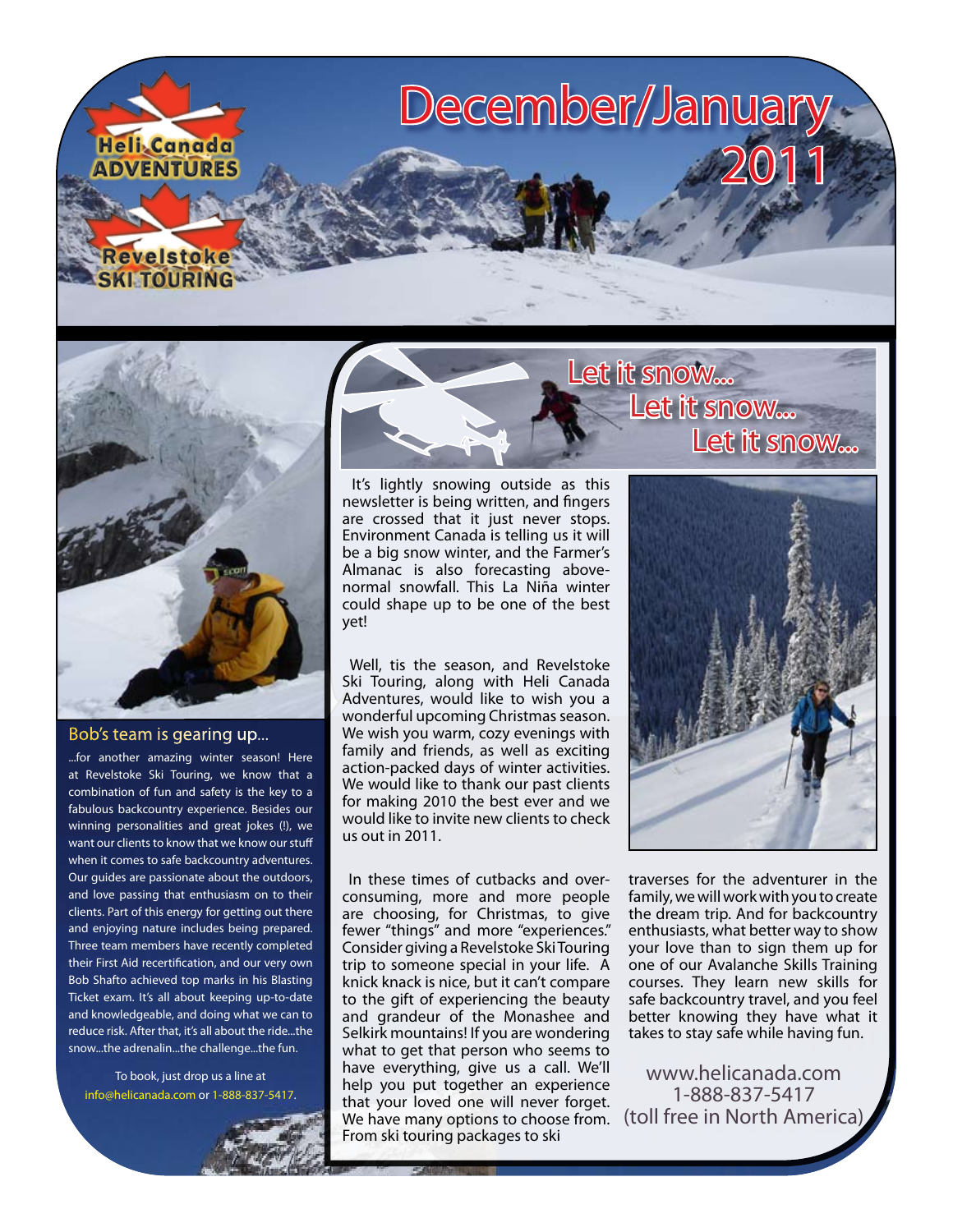Heli Canada ADVENTURES

Revelstoke SKI TOURING

# December/January 2011

## Let it snow... Let it snow... Let it snow...

It's lightly snowing outside as this newsletter is being written, and fingers are crossed that it just never stops. Environment Canada is telling us it will be a big snow winter, and the Farmer's Almanac is also forecasting above-normal snowfall. This La Niña winter could shape up to be one of the best yet!

Well, tis the season, and Revelstoke Ski Touring, along with Heli Canada Adventures, would like to wish you a wonderful upcoming Christmas season. We wish you warm, cozy evenings with family and friends, as well as exciting action-packed days of winter activities. We would like to thank our past clients for making 2010 the best ever and we would like to invite new clients to check us out in 2011.

In these times of cutbacks and over-consuming, more and more people are choosing, for Christmas, to give fewer "things" and more "experiences." Consider giving a Revelstoke Ski Touring trip to someone special in your life. A knick knack is nice, but it can't compare to the gift of experiencing the beauty and grandeur of the Monashee and Selkirk mountains! If you are wondering what to get that person who seems to have everything, give us a call. We'll help you put together an experience that your loved one will never forget. We have many options to choose from. From ski touring packages to ski traverses for the adventurer in the family, we will work with you to create the dream trip. And for backcountry enthusiasts, what better way to show your love than to sign them up for one of our Avalanche Skills Training courses. They learn new skills for safe backcountry travel, and you feel better knowing they have what it takes to stay safe while having fun.

www.helicanada.com
1-888-837-5417
(toll free in North America)

## Bob's team is gearing up...

...for another amazing winter season! Here at Revelstoke Ski Touring, we know that a combination of fun and safety is the key to a fabulous backcountry experience. Besides our winning personalities and great jokes (!), we want our clients to know that we know our stuff when it comes to safe backcountry adventures. Our guides are passionate about the outdoors, and love passing that enthusiasm on to their clients. Part of this energy for getting out there and enjoying nature includes being prepared. Three team members have recently completed their First Aid recertification, and our very own Bob Shafto achieved top marks in his Blasting Ticket exam. It's all about keeping up-to-date and knowledgeable, and doing what we can to reduce risk. After that, it's all about the ride...the snow...the adrenalin...the challenge...the fun.

To book, just drop us a line at info@helicanada.com or 1-888-837-5417.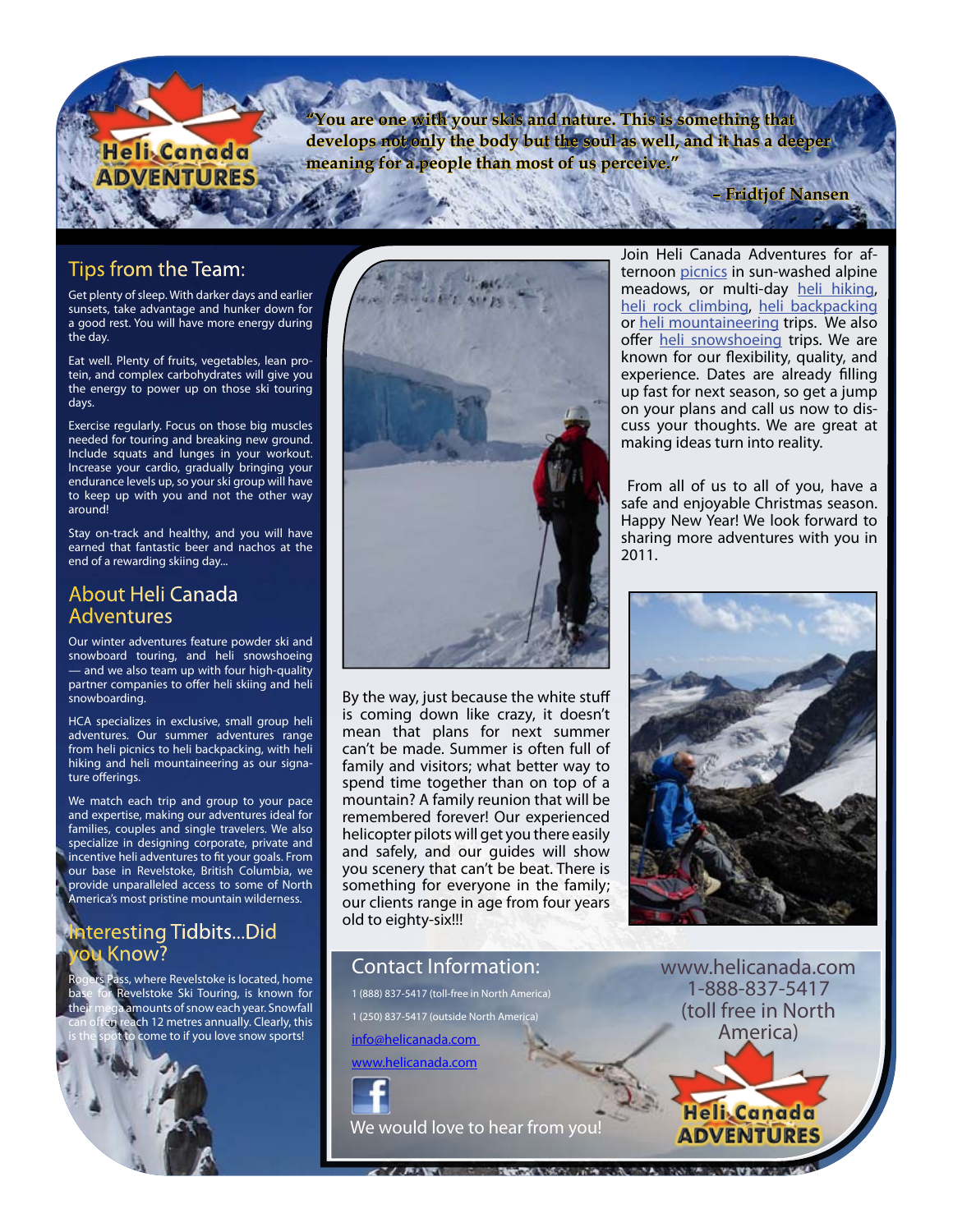Heli Canada ADVENTURES

*"You are one with your skis and nature. This is something that develops not only the body but the soul as well, and it has a deeper meaning for a people than most of us perceive."*

– Fridtjof Nansen

## Tips from the Team:

Get plenty of sleep. With darker days and earlier sunsets, take advantage and hunker down for a good rest. You will have more energy during the day.

Eat well. Plenty of fruits, vegetables, lean protein, and complex carbohydrates will give you the energy to power up on those ski touring days.

Exercise regularly. Focus on those big muscles needed for touring and breaking new ground. Include squats and lunges in your workout. Increase your cardio, gradually bringing your endurance levels up, so your ski group will have to keep up with you and not the other way around!

Stay on-track and healthy, and you will have earned that fantastic beer and nachos at the end of a rewarding skiing day...

## About Heli Canada Adventures

Our winter adventures feature powder ski and snowboard touring, and heli snowshoeing — and we also team up with four high-quality partner companies to offer heli skiing and heli snowboarding.

HCA specializes in exclusive, small group heli adventures. Our summer adventures range from heli picnics to heli backpacking, with heli hiking and heli mountaineering as our signature offerings.

We match each trip and group to your pace and expertise, making our adventures ideal for families, couples and single travelers. We also specialize in designing corporate, private and incentive heli adventures to fit your goals. From our base in Revelstoke, British Columbia, we provide unparalleled access to some of North America's most pristine mountain wilderness.

## Interesting Tidbits...Did you Know?

Rogers Pass, where Revelstoke is located, home base for Revelstoke Ski Touring, is known for their mega amounts of snow each year. Snowfall can often reach 12 metres annually. Clearly, this is the spot to come to if you love snow sports!

By the way, just because the white stuff is coming down like crazy, it doesn't mean that plans for next summer can't be made. Summer is often full of family and visitors; what better way to spend time together than on top of a mountain? A family reunion that will be remembered forever! Our experienced helicopter pilots will get you there easily and safely, and our guides will show you scenery that can't be beat. There is something for everyone in the family; our clients range in age from four years old to eighty-six!!!

Join Heli Canada Adventures for afternoon picnics in sun-washed alpine meadows, or multi-day heli hiking, heli rock climbing, heli backpacking or heli mountaineering trips. We also offer heli snowshoeing trips. We are known for our flexibility, quality, and experience. Dates are already filling up fast for next season, so get a jump on your plans and call us now to discuss your thoughts. We are great at making ideas turn into reality.

From all of us to all of you, have a safe and enjoyable Christmas season. Happy New Year! We look forward to sharing more adventures with you in 2011.

## Contact Information:

1 (888) 837-5417 (toll-free in North America)

1 (250) 837-5417 (outside North America)

info@helicanada.com

www.helicanada.com

We would love to hear from you!

www.helicanada.com
1-888-837-5417
(toll free in North America)

Heli Canada ADVENTURES